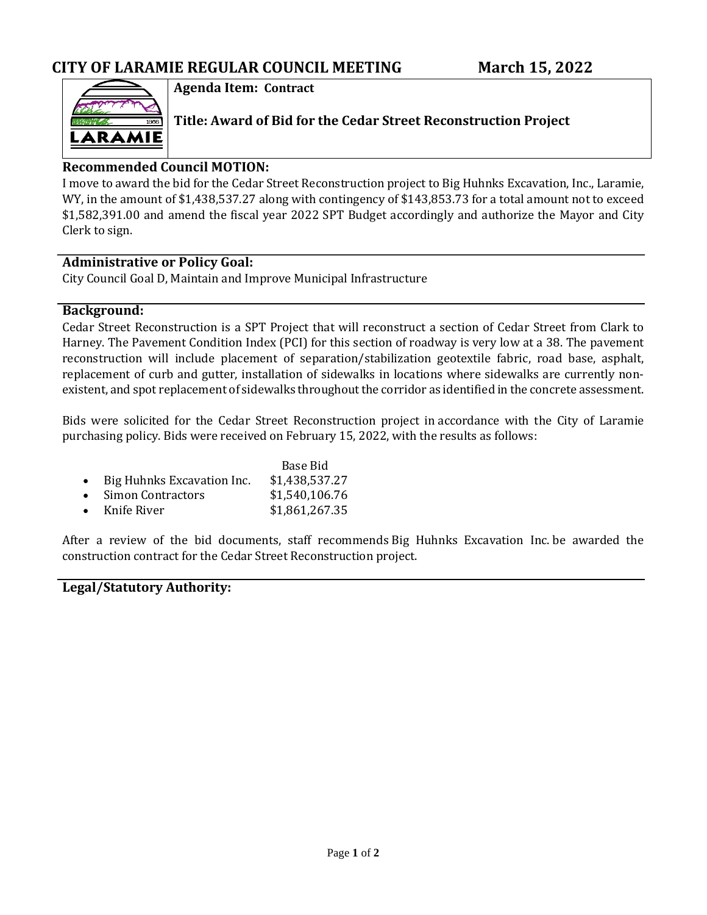# CITY OF LARAMIE REGULAR COUNCIL MEETING March 15, 2022

**Agenda Item: Contract**

**Title: Award of Bid for the Cedar Street Reconstruction Project**

## Recommended Council MOTION:

I move to award the bid for the Cedar Street Reconstruction project to Big Huhnks Excavation, Inc., Laramie, WY, in the amount of $1,438,537.27 along with contingency of $143,853.73 for a total amount not to exceed $1,582,391.00 and amend the fiscal year 2022 SPT Budget accordingly and authorize the Mayor and City Clerk to sign.

## Administrative or Policy Goal:

City Council Goal D, Maintain and Improve Municipal Infrastructure

## Background:

Cedar Street Reconstruction is a SPT Project that will reconstruct a section of Cedar Street from Clark to Harney. The Pavement Condition Index (PCI) for this section of roadway is very low at a 38. The pavement reconstruction will include placement of separation/stabilization geotextile fabric, road base, asphalt, replacement of curb and gutter, installation of sidewalks in locations where sidewalks are currently non-existent, and spot replacement of sidewalks throughout the corridor as identified in the concrete assessment.

Bids were solicited for the Cedar Street Reconstruction project in accordance with the City of Laramie purchasing policy. Bids were received on February 15, 2022, with the results as follows:

| | Base Bid |
|---|---|
| • Big Huhnks Excavation Inc. | $1,438,537.27 |
| • Simon Contractors | $1,540,106.76 |
| • Knife River | $1,861,267.35 |

After a review of the bid documents, staff recommends Big Huhnks Excavation Inc. be awarded the construction contract for the Cedar Street Reconstruction project.

## Legal/Statutory Authority: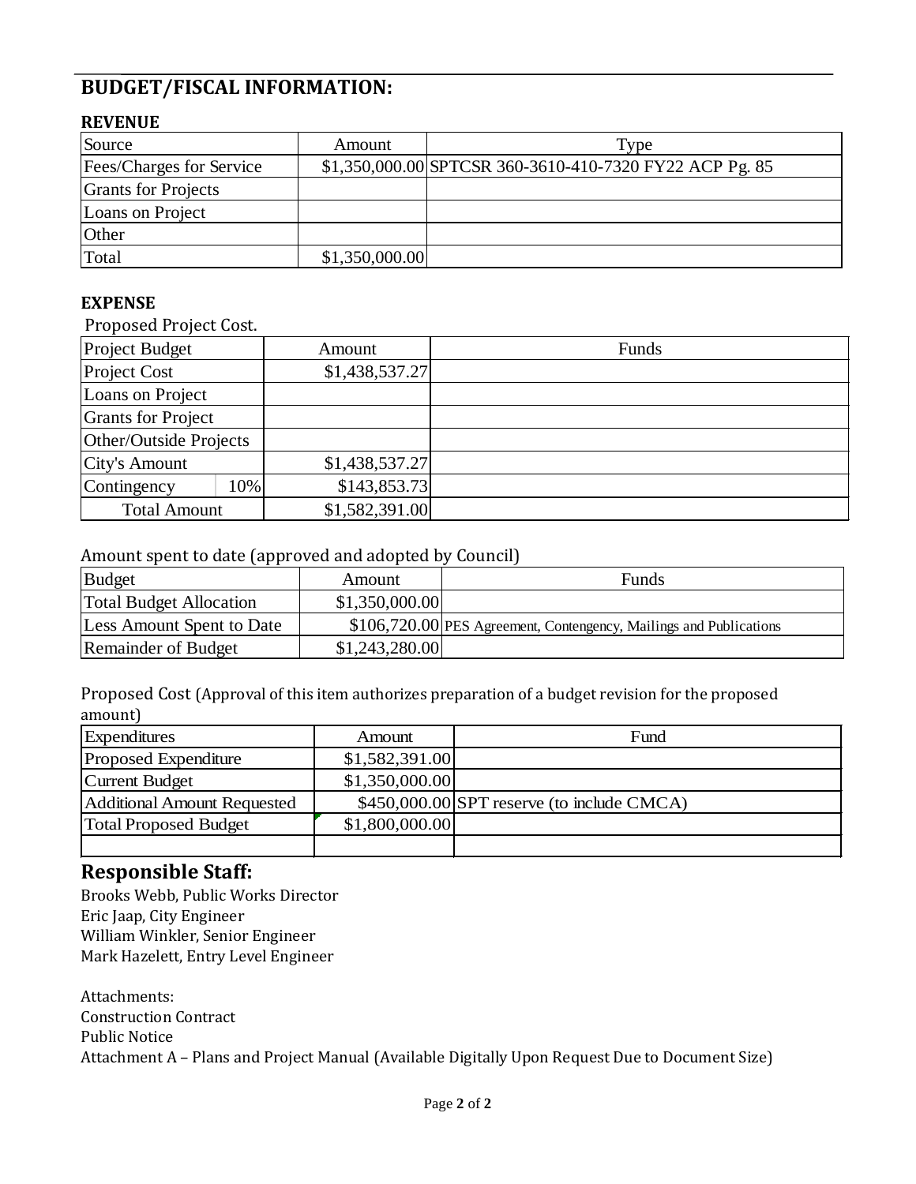## BUDGET/FISCAL INFORMATION:

### REVENUE

| Source | Amount | Type |
|---|---|---|
| Fees/Charges for Service | $1,350,000.00 | SPTCSR 360-3610-410-7320 FY22 ACP Pg. 85 |
| Grants for Projects | | |
| Loans on Project | | |
| Other | | |
| Total | $1,350,000.00 | |

### EXPENSE

Proposed Project Cost.

| Project Budget | | Amount | Funds |
|---|---|---|---|
| Project Cost | | $1,438,537.27 | |
| Loans on Project | | | |
| Grants for Project | | | |
| Other/Outside Projects | | | |
| City's Amount | | $1,438,537.27 | |
| Contingency | 10% | $143,853.73 | |
| Total Amount | | $1,582,391.00 | |

Amount spent to date (approved and adopted by Council)

| Budget | Amount | Funds |
|---|---|---|
| Total Budget Allocation | $1,350,000.00 | |
| Less Amount Spent to Date | $106,720.00 | PES Agreement, Contengency, Mailings and Publications |
| Remainder of Budget | $1,243,280.00 | |

Proposed Cost (Approval of this item authorizes preparation of a budget revision for the proposed amount)

| Expenditures | Amount | Fund |
|---|---|---|
| Proposed Expenditure | $1,582,391.00 | |
| Current Budget | $1,350,000.00 | |
| Additional Amount Requested | $450,000.00 | SPT reserve (to include CMCA) |
| Total Proposed Budget | $1,800,000.00 | |
| | | |

## Responsible Staff:

Brooks Webb, Public Works Director
Eric Jaap, City Engineer
William Winkler, Senior Engineer
Mark Hazelett, Entry Level Engineer

Attachments:
Construction Contract
Public Notice
Attachment A – Plans and Project Manual (Available Digitally Upon Request Due to Document Size)